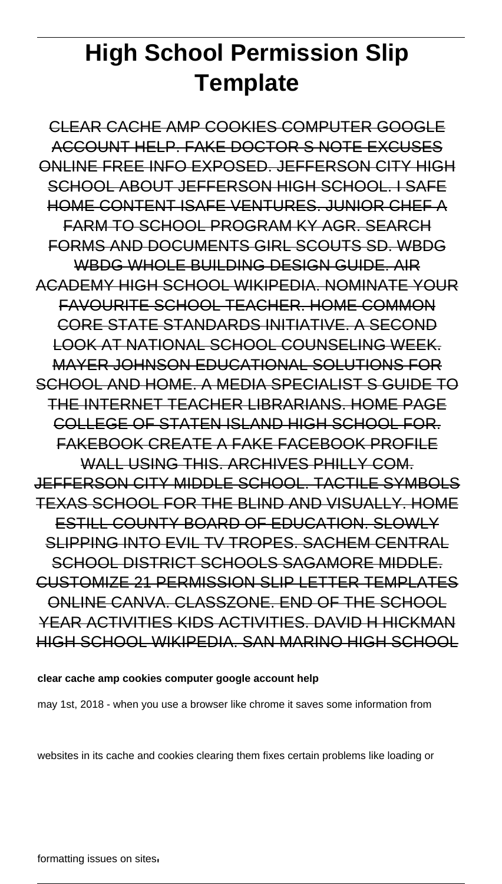# High School Permission Slip Template

CLEAR CACHE AMP COOKIES COMPUTER GOOGLE ACCOUNT HELP. FAKE DOCTOR S NOTE EXCUSES ONLINE FREE INFO EXPOSED. JEFFERSON CITY HIGH SCHOOL ABOUT JEFFERSON HIGH SCHOOL. I SAFE HOME CONTENT ISAFE VENTURES. JUNIOR CHEF A FARM TO SCHOOL PROGRAM KY AGR. SEARCH FORMS AND DOCUMENTS GIRL SCOUTS SD. WBDG WBDG WHOLE BUILDING DESIGN GUIDE. AIR ACADEMY HIGH SCHOOL WIKIPEDIA. NOMINATE YOUR FAVOURITE SCHOOL TEACHER. HOME COMMON CORE STATE STANDARDS INITIATIVE. A SECOND LOOK AT NATIONAL SCHOOL COUNSELING WEEK. MAYER JOHNSON EDUCATIONAL SOLUTIONS FOR SCHOOL AND HOME. A MEDIA SPECIALIST S GUIDE TO THE INTERNET TEACHER LIBRARIANS. HOME PAGE COLLEGE OF STATEN ISLAND HIGH SCHOOL FOR. FAKEBOOK CREATE A FAKE FACEBOOK PROFILE WALL USING THIS. ARCHIVES PHILLY COM. JEFFERSON CITY MIDDLE SCHOOL. TACTILE SYMBOLS TEXAS SCHOOL FOR THE BLIND AND VISUALLY. HOME ESTILL COUNTY BOARD OF EDUCATION. SLOWLY SLIPPING INTO EVIL TV TROPES. SACHEM CENTRAL SCHOOL DISTRICT SCHOOLS SAGAMORE MIDDLE. CUSTOMIZE 21 PERMISSION SLIP LETTER TEMPLATES ONLINE CANVA. CLASSZONE. END OF THE SCHOOL YEAR ACTIVITIES KIDS ACTIVITIES. DAVID H HICKMAN HIGH SCHOOL WIKIPEDIA. SAN MARINO HIGH SCHOOL

**clear cache amp cookies computer google account help**

may 1st, 2018 - when you use a browser like chrome it saves some information from websites in its cache and cookies clearing them fixes certain problems like loading or formatting issues on sites'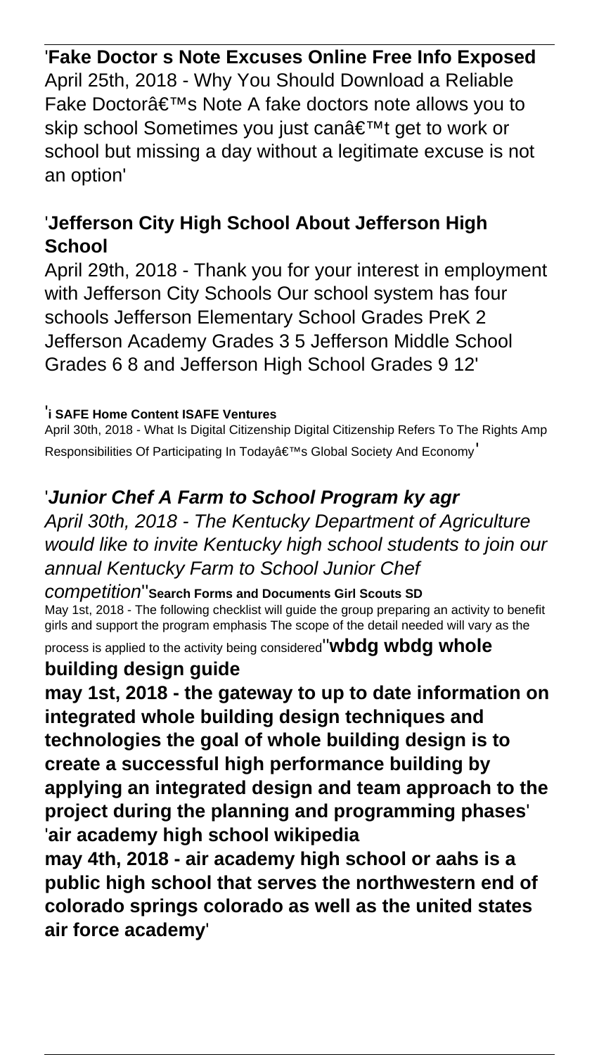'**Fake Doctor s Note Excuses Online Free Info Exposed**
April 25th, 2018 - Why You Should Download a Reliable Fake Doctorâ€™s Note A fake doctors note allows you to skip school Sometimes you just canâ€™t get to work or school but missing a day without a legitimate excuse is not an option'

'**Jefferson City High School About Jefferson High School**
April 29th, 2018 - Thank you for your interest in employment with Jefferson City Schools Our school system has four schools Jefferson Elementary School Grades PreK 2 Jefferson Academy Grades 3 5 Jefferson Middle School Grades 6 8 and Jefferson High School Grades 9 12'

'**i SAFE Home Content ISAFE Ventures**
April 30th, 2018 - What Is Digital Citizenship Digital Citizenship Refers To The Rights Amp Responsibilities Of Participating In Todayâ€™s Global Society And Economy'

'***Junior Chef A Farm to School Program ky agr***
*April 30th, 2018 - The Kentucky Department of Agriculture would like to invite Kentucky high school students to join our annual Kentucky Farm to School Junior Chef competition*''**Search Forms and Documents Girl Scouts SD**
May 1st, 2018 - The following checklist will guide the group preparing an activity to benefit girls and support the program emphasis The scope of the detail needed will vary as the process is applied to the activity being considered''**wbdg wbdg whole building design guide**
**may 1st, 2018 - the gateway to up to date information on integrated whole building design techniques and technologies the goal of whole building design is to create a successful high performance building by applying an integrated design and team approach to the project during the planning and programming phases**'
'**air academy high school wikipedia**
**may 4th, 2018 - air academy high school or aahs is a public high school that serves the northwestern end of colorado springs colorado as well as the united states air force academy**'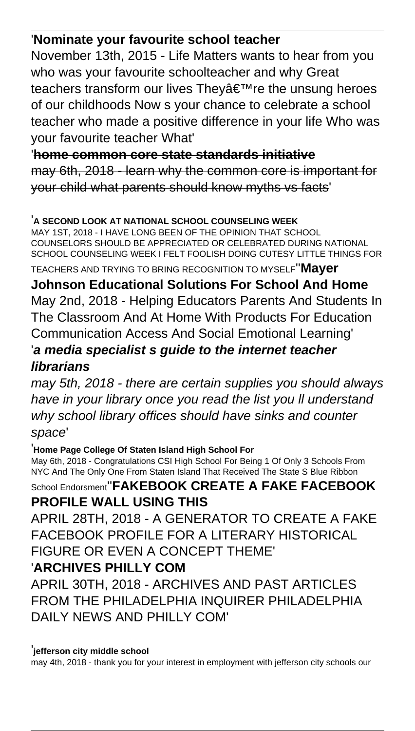'**Nominate your favourite school teacher**

November 13th, 2015 - Life Matters wants to hear from you who was your favourite schoolteacher and why Great teachers transform our lives Theyâ€™re the unsung heroes of our childhoods Now s your chance to celebrate a school teacher who made a positive difference in your life Who was your favourite teacher What'

'~~**home common core state standards initiative**~~

~~may 6th, 2018 - learn why the common core is important for your child what parents should know myths vs facts~~'

'**A SECOND LOOK AT NATIONAL SCHOOL COUNSELING WEEK**

MAY 1ST, 2018 - I HAVE LONG BEEN OF THE OPINION THAT SCHOOL COUNSELORS SHOULD BE APPRECIATED OR CELEBRATED DURING NATIONAL SCHOOL COUNSELING WEEK I FELT FOOLISH DOING CUTESY LITTLE THINGS FOR TEACHERS AND TRYING TO BRING RECOGNITION TO MYSELF''**Mayer Johnson Educational Solutions For School And Home**

May 2nd, 2018 - Helping Educators Parents And Students In The Classroom And At Home With Products For Education Communication Access And Social Emotional Learning'

'***a media specialist s guide to the internet teacher librarians***

*may 5th, 2018 - there are certain supplies you should always have in your library once you read the list you ll understand why school library offices should have sinks and counter space*'

'**Home Page College Of Staten Island High School For**

May 6th, 2018 - Congratulations CSI High School For Being 1 Of Only 3 Schools From NYC And The Only One From Staten Island That Received The State S Blue Ribbon School Endorsment''**FAKEBOOK CREATE A FAKE FACEBOOK PROFILE WALL USING THIS**

APRIL 28TH, 2018 - A GENERATOR TO CREATE A FAKE FACEBOOK PROFILE FOR A LITERARY HISTORICAL FIGURE OR EVEN A CONCEPT THEME'

'**ARCHIVES PHILLY COM**

APRIL 30TH, 2018 - ARCHIVES AND PAST ARTICLES FROM THE PHILADELPHIA INQUIRER PHILADELPHIA DAILY NEWS AND PHILLY COM'

'**jefferson city middle school**

may 4th, 2018 - thank you for your interest in employment with jefferson city schools our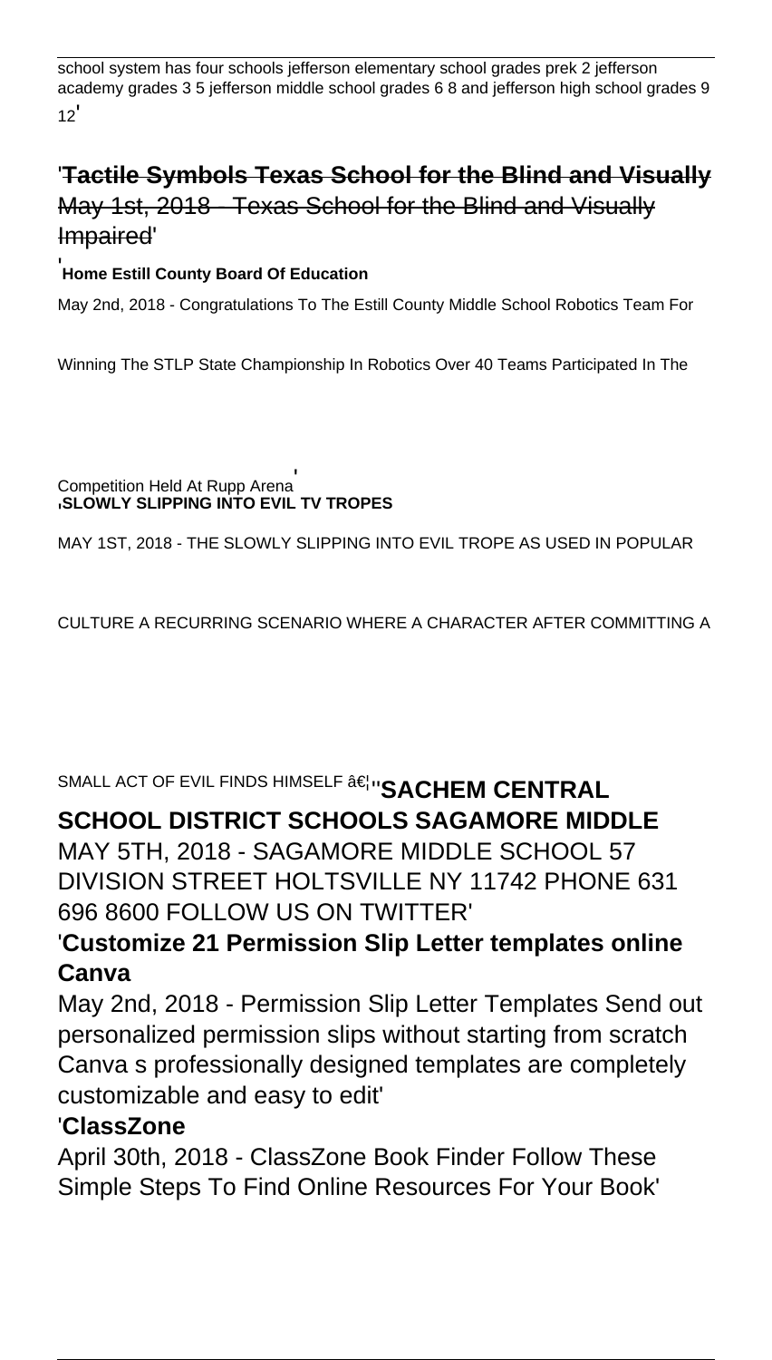school system has four schools jefferson elementary school grades prek 2 jefferson academy grades 3 5 jefferson middle school grades 6 8 and jefferson high school grades 9 12'

'~~**Tactile Symbols Texas School for the Blind and Visually**~~
~~May 1st, 2018 - Texas School for the Blind and Visually Impaired~~'

'**Home Estill County Board Of Education**

May 2nd, 2018 - Congratulations To The Estill County Middle School Robotics Team For Winning The STLP State Championship In Robotics Over 40 Teams Participated In The Competition Held At Rupp Arena'

'**SLOWLY SLIPPING INTO EVIL TV TROPES**

MAY 1ST, 2018 - THE SLOWLY SLIPPING INTO EVIL TROPE AS USED IN POPULAR CULTURE A RECURRING SCENARIO WHERE A CHARACTER AFTER COMMITTING A SMALL ACT OF EVIL FINDS HIMSELF â€¦''**SACHEM CENTRAL SCHOOL DISTRICT SCHOOLS SAGAMORE MIDDLE**

MAY 5TH, 2018 - SAGAMORE MIDDLE SCHOOL 57 DIVISION STREET HOLTSVILLE NY 11742 PHONE 631 696 8600 FOLLOW US ON TWITTER'

'**Customize 21 Permission Slip Letter templates online Canva**

May 2nd, 2018 - Permission Slip Letter Templates Send out personalized permission slips without starting from scratch Canva s professionally designed templates are completely customizable and easy to edit'

'**ClassZone**

April 30th, 2018 - ClassZone Book Finder Follow These Simple Steps To Find Online Resources For Your Book'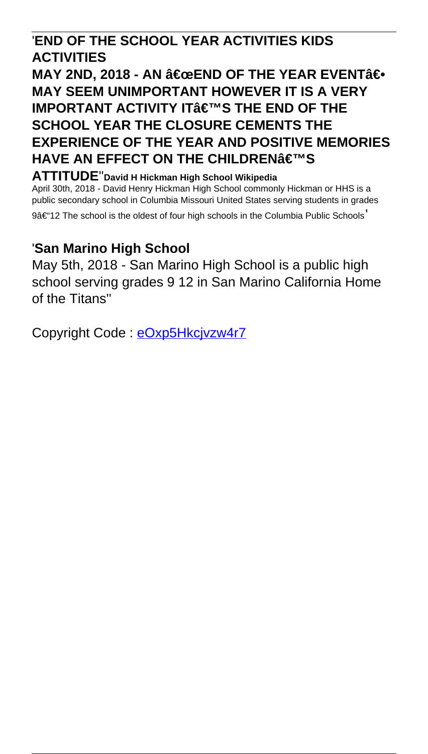'**END OF THE SCHOOL YEAR ACTIVITIES KIDS ACTIVITIES**

**MAY 2ND, 2018 - AN â€œEND OF THE YEAR EVENTâ€• MAY SEEM UNIMPORTANT HOWEVER IT IS A VERY IMPORTANT ACTIVITY ITâ€™S THE END OF THE SCHOOL YEAR THE CLOSURE CEMENTS THE EXPERIENCE OF THE YEAR AND POSITIVE MEMORIES HAVE AN EFFECT ON THE CHILDRENâ€™S ATTITUDE**''**David H Hickman High School Wikipedia**

April 30th, 2018 - David Henry Hickman High School commonly Hickman or HHS is a public secondary school in Columbia Missouri United States serving students in grades 9â€“12 The school is the oldest of four high schools in the Columbia Public Schools'

'**San Marino High School**

May 5th, 2018 - San Marino High School is a public high school serving grades 9 12 in San Marino California Home of the Titans''

Copyright Code : eOxp5Hkcjvzw4r7